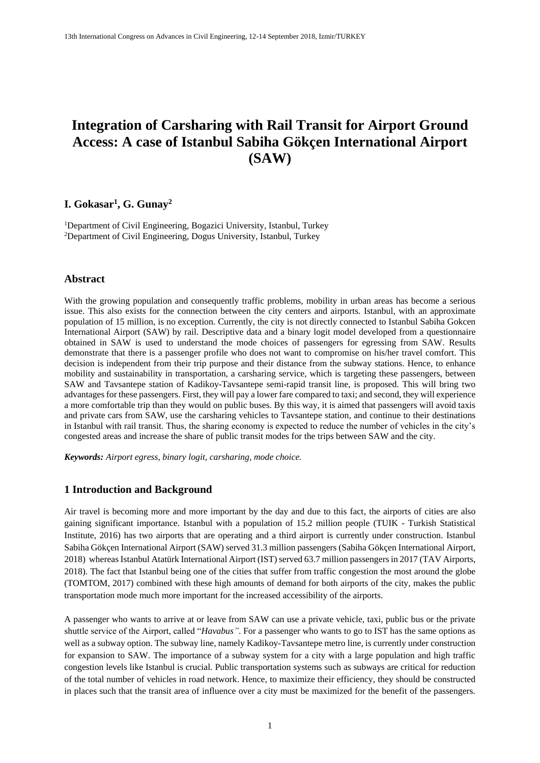# Integration of Carsharing with Rail Transit for Airport Ground Access: A case of Istanbul Sabiha Gökçen International Airport (SAW)

## I. Gokasar[1], G. Gunay[2]

[1]Department of Civil Engineering, Bogazici University, Istanbul, Turkey
[2]Department of Civil Engineering, Dogus University, Istanbul, Turkey

## Abstract

With the growing population and consequently traffic problems, mobility in urban areas has become a serious issue. This also exists for the connection between the city centers and airports. Istanbul, with an approximate population of 15 million, is no exception. Currently, the city is not directly connected to Istanbul Sabiha Gokcen International Airport (SAW) by rail. Descriptive data and a binary logit model developed from a questionnaire obtained in SAW is used to understand the mode choices of passengers for egressing from SAW. Results demonstrate that there is a passenger profile who does not want to compromise on his/her travel comfort. This decision is independent from their trip purpose and their distance from the subway stations. Hence, to enhance mobility and sustainability in transportation, a carsharing service, which is targeting these passengers, between SAW and Tavsantepe station of Kadikoy-Tavsantepe semi-rapid transit line, is proposed. This will bring two advantages for these passengers. First, they will pay a lower fare compared to taxi; and second, they will experience a more comfortable trip than they would on public buses. By this way, it is aimed that passengers will avoid taxis and private cars from SAW, use the carsharing vehicles to Tavsantepe station, and continue to their destinations in Istanbul with rail transit. Thus, the sharing economy is expected to reduce the number of vehicles in the city's congested areas and increase the share of public transit modes for the trips between SAW and the city.

***Keywords:*** *Airport egress, binary logit, carsharing, mode choice.*

## 1 Introduction and Background

Air travel is becoming more and more important by the day and due to this fact, the airports of cities are also gaining significant importance. Istanbul with a population of 15.2 million people (TUIK - Turkish Statistical Institute, 2016) has two airports that are operating and a third airport is currently under construction. Istanbul Sabiha Gökçen International Airport (SAW) served 31.3 million passengers (Sabiha Gökçen International Airport, 2018) whereas Istanbul Atatürk International Airport (IST) served 63.7 million passengers in 2017 (TAV Airports, 2018). The fact that Istanbul being one of the cities that suffer from traffic congestion the most around the globe (TOMTOM, 2017) combined with these high amounts of demand for both airports of the city, makes the public transportation mode much more important for the increased accessibility of the airports.

A passenger who wants to arrive at or leave from SAW can use a private vehicle, taxi, public bus or the private shuttle service of the Airport, called "*Havabus"*. For a passenger who wants to go to IST has the same options as well as a subway option. The subway line, namely Kadikoy-Tavsantepe metro line, is currently under construction for expansion to SAW. The importance of a subway system for a city with a large population and high traffic congestion levels like Istanbul is crucial. Public transportation systems such as subways are critical for reduction of the total number of vehicles in road network. Hence, to maximize their efficiency, they should be constructed in places such that the transit area of influence over a city must be maximized for the benefit of the passengers.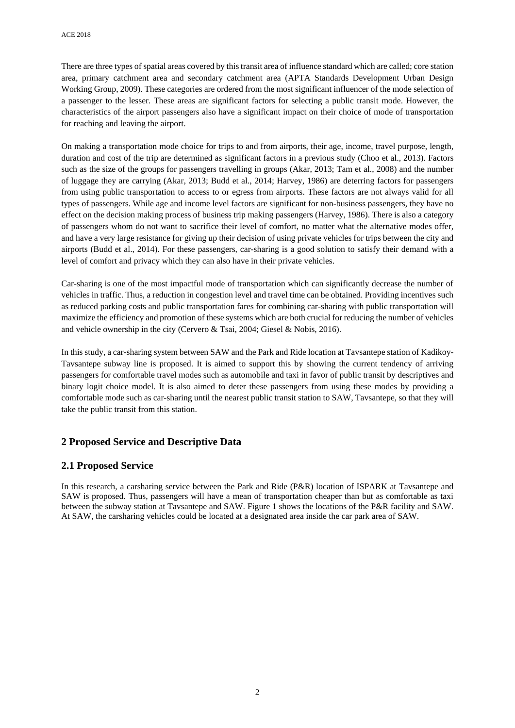There are three types of spatial areas covered by this transit area of influence standard which are called; core station area, primary catchment area and secondary catchment area (APTA Standards Development Urban Design Working Group, 2009). These categories are ordered from the most significant influencer of the mode selection of a passenger to the lesser. These areas are significant factors for selecting a public transit mode. However, the characteristics of the airport passengers also have a significant impact on their choice of mode of transportation for reaching and leaving the airport.

On making a transportation mode choice for trips to and from airports, their age, income, travel purpose, length, duration and cost of the trip are determined as significant factors in a previous study (Choo et al., 2013). Factors such as the size of the groups for passengers travelling in groups (Akar, 2013; Tam et al., 2008) and the number of luggage they are carrying (Akar, 2013; Budd et al., 2014; Harvey, 1986) are deterring factors for passengers from using public transportation to access to or egress from airports. These factors are not always valid for all types of passengers. While age and income level factors are significant for non-business passengers, they have no effect on the decision making process of business trip making passengers (Harvey, 1986). There is also a category of passengers whom do not want to sacrifice their level of comfort, no matter what the alternative modes offer, and have a very large resistance for giving up their decision of using private vehicles for trips between the city and airports (Budd et al., 2014). For these passengers, car-sharing is a good solution to satisfy their demand with a level of comfort and privacy which they can also have in their private vehicles.

Car-sharing is one of the most impactful mode of transportation which can significantly decrease the number of vehicles in traffic. Thus, a reduction in congestion level and travel time can be obtained. Providing incentives such as reduced parking costs and public transportation fares for combining car-sharing with public transportation will maximize the efficiency and promotion of these systems which are both crucial for reducing the number of vehicles and vehicle ownership in the city (Cervero & Tsai, 2004; Giesel & Nobis, 2016).

In this study, a car-sharing system between SAW and the Park and Ride location at Tavsantepe station of Kadikoy-Tavsantepe subway line is proposed. It is aimed to support this by showing the current tendency of arriving passengers for comfortable travel modes such as automobile and taxi in favor of public transit by descriptives and binary logit choice model. It is also aimed to deter these passengers from using these modes by providing a comfortable mode such as car-sharing until the nearest public transit station to SAW, Tavsantepe, so that they will take the public transit from this station.

## 2 Proposed Service and Descriptive Data

### 2.1 Proposed Service

In this research, a carsharing service between the Park and Ride (P&R) location of ISPARK at Tavsantepe and SAW is proposed. Thus, passengers will have a mean of transportation cheaper than but as comfortable as taxi between the subway station at Tavsantepe and SAW. Figure 1 shows the locations of the P&R facility and SAW. At SAW, the carsharing vehicles could be located at a designated area inside the car park area of SAW.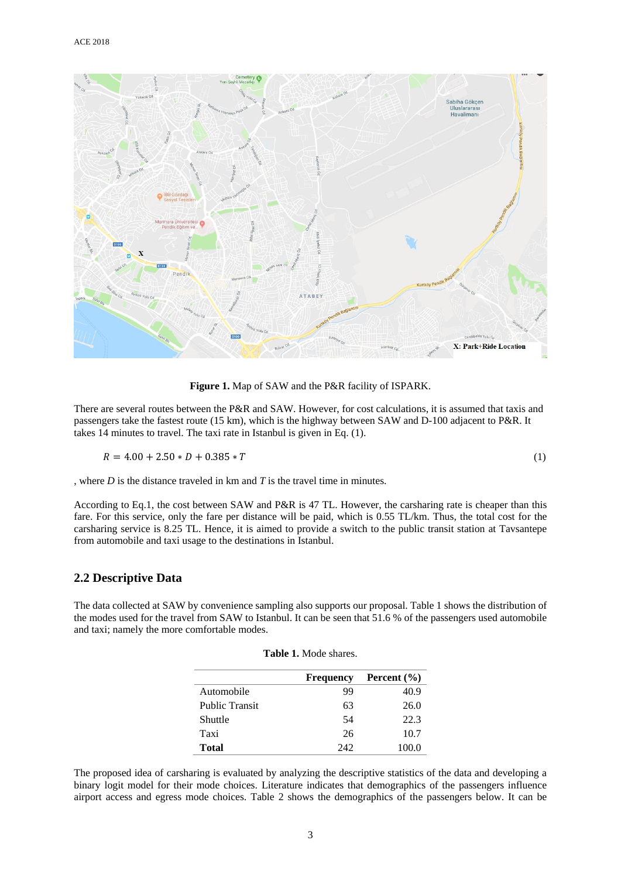**Figure 1.** Map of SAW and the P&R facility of ISPARK.

There are several routes between the P&R and SAW. However, for cost calculations, it is assumed that taxis and passengers take the fastest route (15 km), which is the highway between SAW and D-100 adjacent to P&R. It takes 14 minutes to travel. The taxi rate in Istanbul is given in Eq. (1).

$$R = 4.00 + 2.50 * D + 0.385 * T \tag{1}$$

, where *D* is the distance traveled in km and *T* is the travel time in minutes.

According to Eq.1, the cost between SAW and P&R is 47 TL. However, the carsharing rate is cheaper than this fare. For this service, only the fare per distance will be paid, which is 0.55 TL/km. Thus, the total cost for the carsharing service is 8.25 TL. Hence, it is aimed to provide a switch to the public transit station at Tavsantepe from automobile and taxi usage to the destinations in Istanbul.

## 2.2 Descriptive Data

The data collected at SAW by convenience sampling also supports our proposal. Table 1 shows the distribution of the modes used for the travel from SAW to Istanbul. It can be seen that 51.6 % of the passengers used automobile and taxi; namely the more comfortable modes.

**Table 1.** Mode shares.

| | Frequency | Percent (%) |
|---|---|---|
| Automobile | 99 | 40.9 |
| Public Transit | 63 | 26.0 |
| Shuttle | 54 | 22.3 |
| Taxi | 26 | 10.7 |
| **Total** | 242 | 100.0 |

The proposed idea of carsharing is evaluated by analyzing the descriptive statistics of the data and developing a binary logit model for their mode choices. Literature indicates that demographics of the passengers influence airport access and egress mode choices. Table 2 shows the demographics of the passengers below. It can be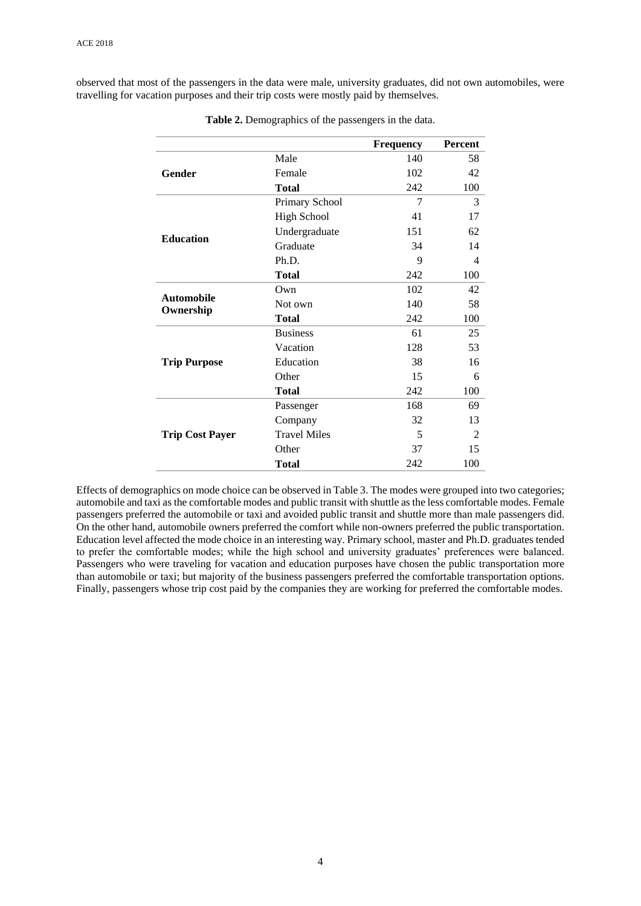observed that most of the passengers in the data were male, university graduates, did not own automobiles, were travelling for vacation purposes and their trip costs were mostly paid by themselves.

**Table 2.** Demographics of the passengers in the data.

| | | **Frequency** | **Percent** |
|---|---|---|---|
| **Gender** | Male | 140 | 58 |
| | Female | 102 | 42 |
| | **Total** | 242 | 100 |
| **Education** | Primary School | 7 | 3 |
| | High School | 41 | 17 |
| | Undergraduate | 151 | 62 |
| | Graduate | 34 | 14 |
| | Ph.D. | 9 | 4 |
| | **Total** | 242 | 100 |
| **Automobile Ownership** | Own | 102 | 42 |
| | Not own | 140 | 58 |
| | **Total** | 242 | 100 |
| **Trip Purpose** | Business | 61 | 25 |
| | Vacation | 128 | 53 |
| | Education | 38 | 16 |
| | Other | 15 | 6 |
| | **Total** | 242 | 100 |
| **Trip Cost Payer** | Passenger | 168 | 69 |
| | Company | 32 | 13 |
| | Travel Miles | 5 | 2 |
| | Other | 37 | 15 |
| | **Total** | 242 | 100 |

Effects of demographics on mode choice can be observed in Table 3. The modes were grouped into two categories; automobile and taxi as the comfortable modes and public transit with shuttle as the less comfortable modes. Female passengers preferred the automobile or taxi and avoided public transit and shuttle more than male passengers did. On the other hand, automobile owners preferred the comfort while non-owners preferred the public transportation. Education level affected the mode choice in an interesting way. Primary school, master and Ph.D. graduates tended to prefer the comfortable modes; while the high school and university graduates' preferences were balanced. Passengers who were traveling for vacation and education purposes have chosen the public transportation more than automobile or taxi; but majority of the business passengers preferred the comfortable transportation options. Finally, passengers whose trip cost paid by the companies they are working for preferred the comfortable modes.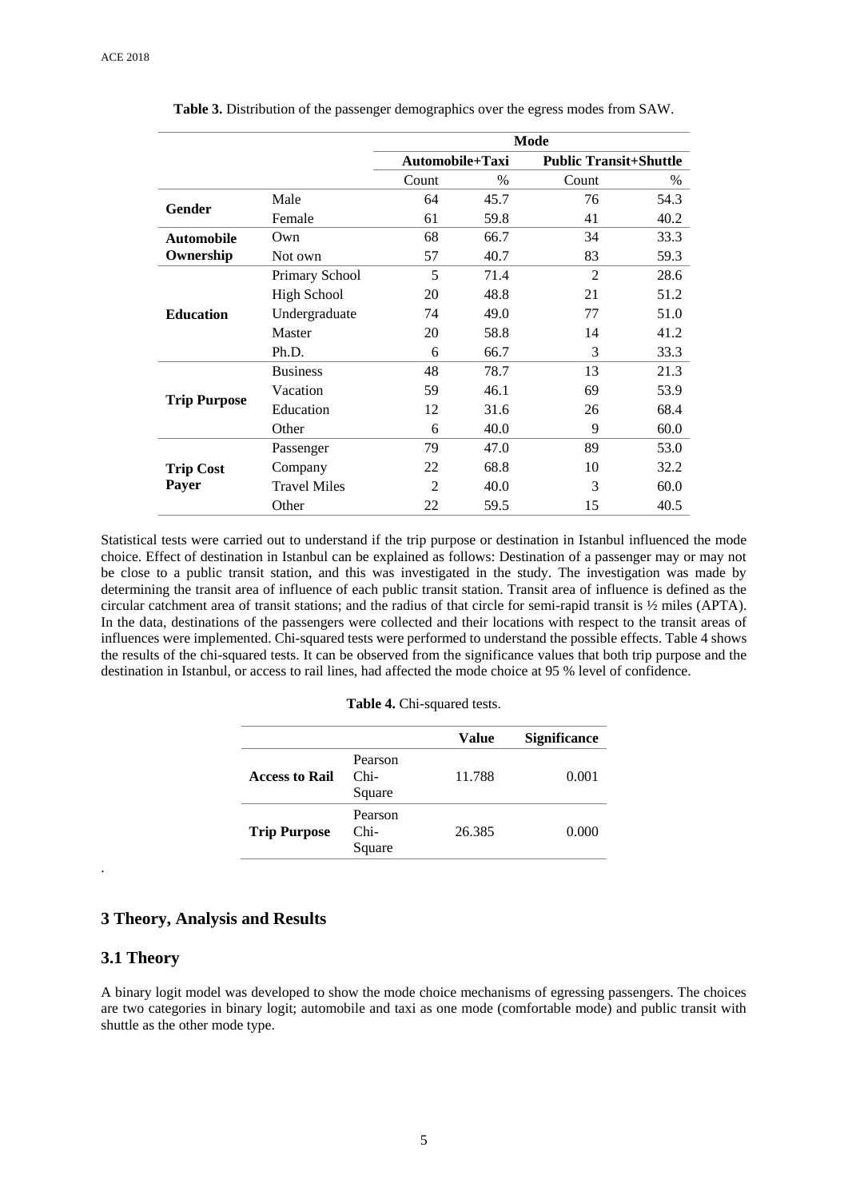**Table 3.** Distribution of the passenger demographics over the egress modes from SAW.

| | | Mode | | | |
|---|---|---|---|---|---|
| | | Automobile+Taxi | | Public Transit+Shuttle | |
| | | Count | % | Count | % |
| **Gender** | Male | 64 | 45.7 | 76 | 54.3 |
| | Female | 61 | 59.8 | 41 | 40.2 |
| **Automobile Ownership** | Own | 68 | 66.7 | 34 | 33.3 |
| | Not own | 57 | 40.7 | 83 | 59.3 |
| **Education** | Primary School | 5 | 71.4 | 2 | 28.6 |
| | High School | 20 | 48.8 | 21 | 51.2 |
| | Undergraduate | 74 | 49.0 | 77 | 51.0 |
| | Master | 20 | 58.8 | 14 | 41.2 |
| | Ph.D. | 6 | 66.7 | 3 | 33.3 |
| **Trip Purpose** | Business | 48 | 78.7 | 13 | 21.3 |
| | Vacation | 59 | 46.1 | 69 | 53.9 |
| | Education | 12 | 31.6 | 26 | 68.4 |
| | Other | 6 | 40.0 | 9 | 60.0 |
| **Trip Cost Payer** | Passenger | 79 | 47.0 | 89 | 53.0 |
| | Company | 22 | 68.8 | 10 | 32.2 |
| | Travel Miles | 2 | 40.0 | 3 | 60.0 |
| | Other | 22 | 59.5 | 15 | 40.5 |

Statistical tests were carried out to understand if the trip purpose or destination in Istanbul influenced the mode choice. Effect of destination in Istanbul can be explained as follows: Destination of a passenger may or may not be close to a public transit station, and this was investigated in the study. The investigation was made by determining the transit area of influence of each public transit station. Transit area of influence is defined as the circular catchment area of transit stations; and the radius of that circle for semi-rapid transit is ½ miles (APTA). In the data, destinations of the passengers were collected and their locations with respect to the transit areas of influences were implemented. Chi-squared tests were performed to understand the possible effects. Table 4 shows the results of the chi-squared tests. It can be observed from the significance values that both trip purpose and the destination in Istanbul, or access to rail lines, had affected the mode choice at 95 % level of confidence.

**Table 4.** Chi-squared tests.

| | | Value | Significance |
|---|---|---|---|
| **Access to Rail** | Pearson Chi-Square | 11.788 | 0.001 |
| **Trip Purpose** | Pearson Chi-Square | 26.385 | 0.000 |

.

## 3 Theory, Analysis and Results

### 3.1 Theory

A binary logit model was developed to show the mode choice mechanisms of egressing passengers. The choices are two categories in binary logit; automobile and taxi as one mode (comfortable mode) and public transit with shuttle as the other mode type.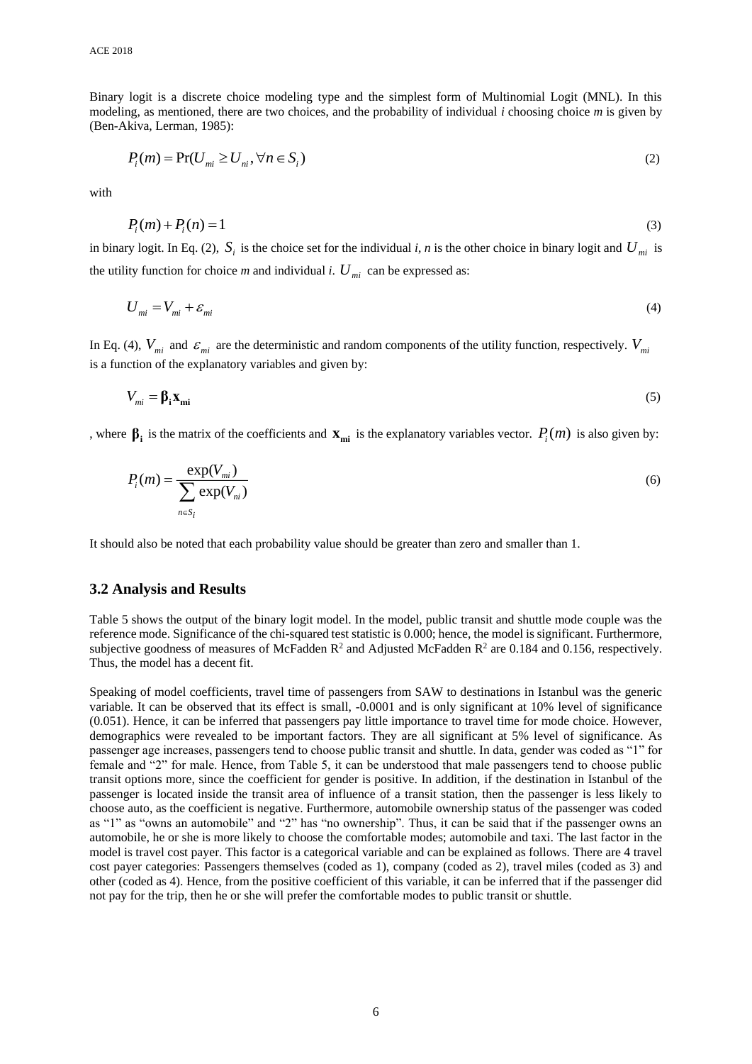Binary logit is a discrete choice modeling type and the simplest form of Multinomial Logit (MNL). In this modeling, as mentioned, there are two choices, and the probability of individual *i* choosing choice *m* is given by (Ben-Akiva, Lerman, 1985):

$$P_i(m) = \Pr(U_{mi} \geq U_{ni}, \forall n \in S_i) \tag{2}$$

with

$$P_i(m) + P_i(n) = 1 \tag{3}$$

in binary logit. In Eq. (2), $S_i$ is the choice set for the individual *i*, *n* is the other choice in binary logit and $U_{mi}$ is the utility function for choice *m* and individual *i*. $U_{mi}$ can be expressed as:

$$U_{mi} = V_{mi} + \varepsilon_{mi} \tag{4}$$

In Eq. (4), $V_{mi}$ and $\varepsilon_{mi}$ are the deterministic and random components of the utility function, respectively. $V_{mi}$ is a function of the explanatory variables and given by:

$$V_{mi} = \boldsymbol{\beta}_{\mathbf{i}} \mathbf{x}_{\mathbf{mi}} \tag{5}$$

, where $\boldsymbol{\beta}_{\mathbf{i}}$ is the matrix of the coefficients and $\mathbf{x}_{\mathbf{mi}}$ is the explanatory variables vector. $P_i(m)$ is also given by:

$$P_i(m) = \frac{\exp(V_{mi})}{\sum_{n \in S_i} \exp(V_{ni})} \tag{6}$$

It should also be noted that each probability value should be greater than zero and smaller than 1.

### 3.2 Analysis and Results

Table 5 shows the output of the binary logit model. In the model, public transit and shuttle mode couple was the reference mode. Significance of the chi-squared test statistic is 0.000; hence, the model is significant. Furthermore, subjective goodness of measures of McFadden $R^2$ and Adjusted McFadden $R^2$ are 0.184 and 0.156, respectively. Thus, the model has a decent fit.

Speaking of model coefficients, travel time of passengers from SAW to destinations in Istanbul was the generic variable. It can be observed that its effect is small, -0.0001 and is only significant at 10% level of significance (0.051). Hence, it can be inferred that passengers pay little importance to travel time for mode choice. However, demographics were revealed to be important factors. They are all significant at 5% level of significance. As passenger age increases, passengers tend to choose public transit and shuttle. In data, gender was coded as "1" for female and "2" for male. Hence, from Table 5, it can be understood that male passengers tend to choose public transit options more, since the coefficient for gender is positive. In addition, if the destination in Istanbul of the passenger is located inside the transit area of influence of a transit station, then the passenger is less likely to choose auto, as the coefficient is negative. Furthermore, automobile ownership status of the passenger was coded as "1" as "owns an automobile" and "2" has "no ownership". Thus, it can be said that if the passenger owns an automobile, he or she is more likely to choose the comfortable modes; automobile and taxi. The last factor in the model is travel cost payer. This factor is a categorical variable and can be explained as follows. There are 4 travel cost payer categories: Passengers themselves (coded as 1), company (coded as 2), travel miles (coded as 3) and other (coded as 4). Hence, from the positive coefficient of this variable, it can be inferred that if the passenger did not pay for the trip, then he or she will prefer the comfortable modes to public transit or shuttle.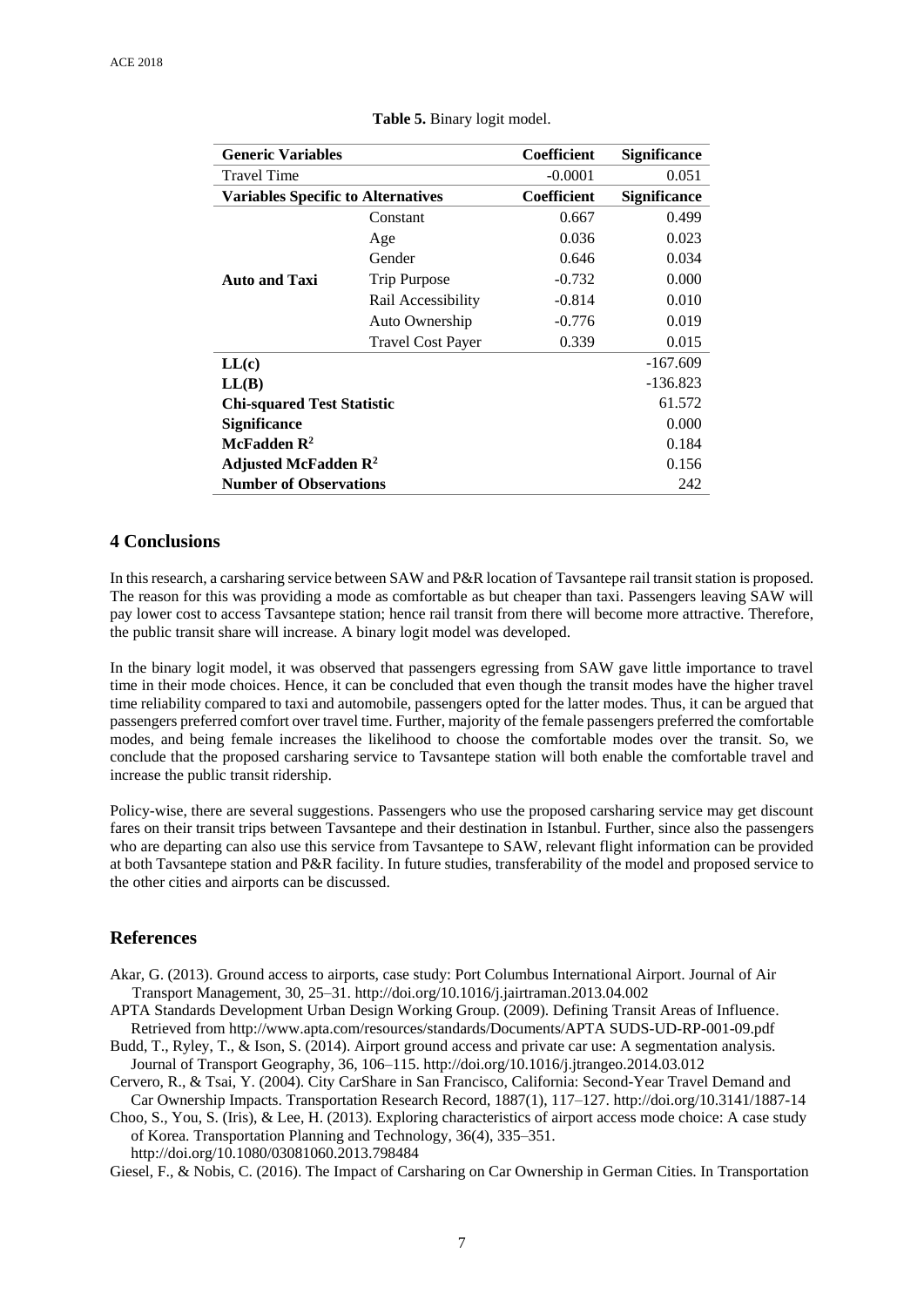**Table 5.** Binary logit model.

| **Generic Variables** | | **Coefficient** | **Significance** |
|---|---|---|---|
| Travel Time | | -0.0001 | 0.051 |
| **Variables Specific to Alternatives** | | **Coefficient** | **Significance** |
| **Auto and Taxi** | Constant | 0.667 | 0.499 |
| | Age | 0.036 | 0.023 |
| | Gender | 0.646 | 0.034 |
| | Trip Purpose | -0.732 | 0.000 |
| | Rail Accessibility | -0.814 | 0.010 |
| | Auto Ownership | -0.776 | 0.019 |
| | Travel Cost Payer | 0.339 | 0.015 |
| **LL(c)** | | | -167.609 |
| **LL(B)** | | | -136.823 |
| **Chi-squared Test Statistic** | | | 61.572 |
| **Significance** | | | 0.000 |
| **McFadden $R^2$** | | | 0.184 |
| **Adjusted McFadden $R^2$** | | | 0.156 |
| **Number of Observations** | | | 242 |

## 4 Conclusions

In this research, a carsharing service between SAW and P&R location of Tavsantepe rail transit station is proposed. The reason for this was providing a mode as comfortable as but cheaper than taxi. Passengers leaving SAW will pay lower cost to access Tavsantepe station; hence rail transit from there will become more attractive. Therefore, the public transit share will increase. A binary logit model was developed.

In the binary logit model, it was observed that passengers egressing from SAW gave little importance to travel time in their mode choices. Hence, it can be concluded that even though the transit modes have the higher travel time reliability compared to taxi and automobile, passengers opted for the latter modes. Thus, it can be argued that passengers preferred comfort over travel time. Further, majority of the female passengers preferred the comfortable modes, and being female increases the likelihood to choose the comfortable modes over the transit. So, we conclude that the proposed carsharing service to Tavsantepe station will both enable the comfortable travel and increase the public transit ridership.

Policy-wise, there are several suggestions. Passengers who use the proposed carsharing service may get discount fares on their transit trips between Tavsantepe and their destination in Istanbul. Further, since also the passengers who are departing can also use this service from Tavsantepe to SAW, relevant flight information can be provided at both Tavsantepe station and P&R facility. In future studies, transferability of the model and proposed service to the other cities and airports can be discussed.

## References

Akar, G. (2013). Ground access to airports, case study: Port Columbus International Airport. Journal of Air Transport Management, 30, 25–31. http://doi.org/10.1016/j.jairtraman.2013.04.002

APTA Standards Development Urban Design Working Group. (2009). Defining Transit Areas of Influence. Retrieved from http://www.apta.com/resources/standards/Documents/APTA SUDS-UD-RP-001-09.pdf

Budd, T., Ryley, T., & Ison, S. (2014). Airport ground access and private car use: A segmentation analysis. Journal of Transport Geography, 36, 106–115. http://doi.org/10.1016/j.jtrangeo.2014.03.012

Cervero, R., & Tsai, Y. (2004). City CarShare in San Francisco, California: Second-Year Travel Demand and Car Ownership Impacts. Transportation Research Record, 1887(1), 117–127. http://doi.org/10.3141/1887-14

Choo, S., You, S. (Iris), & Lee, H. (2013). Exploring characteristics of airport access mode choice: A case study of Korea. Transportation Planning and Technology, 36(4), 335–351. http://doi.org/10.1080/03081060.2013.798484

Giesel, F., & Nobis, C. (2016). The Impact of Carsharing on Car Ownership in German Cities. In Transportation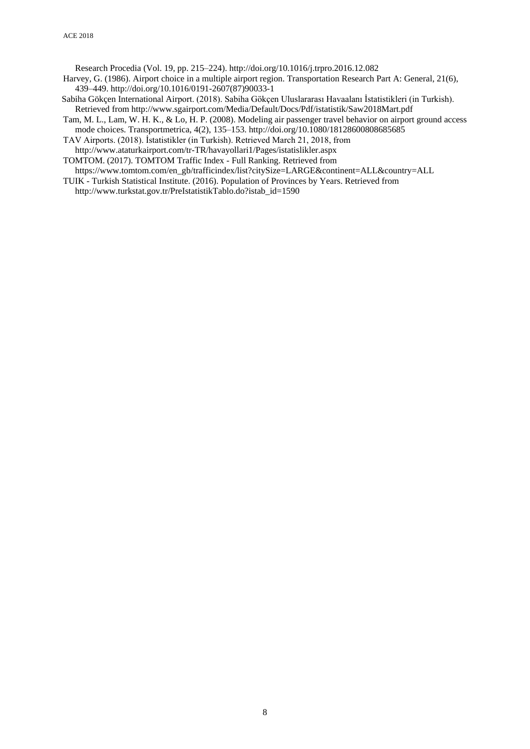Research Procedia (Vol. 19, pp. 215–224). http://doi.org/10.1016/j.trpro.2016.12.082

Harvey, G. (1986). Airport choice in a multiple airport region. Transportation Research Part A: General, 21(6), 439–449. http://doi.org/10.1016/0191-2607(87)90033-1

Sabiha Gökçen International Airport. (2018). Sabiha Gökçen Uluslararası Havaalanı İstatistikleri (in Turkish). Retrieved from http://www.sgairport.com/Media/Default/Docs/Pdf/istatistik/Saw2018Mart.pdf

Tam, M. L., Lam, W. H. K., & Lo, H. P. (2008). Modeling air passenger travel behavior on airport ground access mode choices. Transportmetrica, 4(2), 135–153. http://doi.org/10.1080/18128600808685685

TAV Airports. (2018). İstatistikler (in Turkish). Retrieved March 21, 2018, from http://www.ataturkairport.com/tr-TR/havayollari1/Pages/istatislikler.aspx

TOMTOM. (2017). TOMTOM Traffic Index - Full Ranking. Retrieved from https://www.tomtom.com/en_gb/trafficindex/list?citySize=LARGE&continent=ALL&country=ALL

TUIK - Turkish Statistical Institute. (2016). Population of Provinces by Years. Retrieved from http://www.turkstat.gov.tr/PreIstatistikTablo.do?istab_id=1590